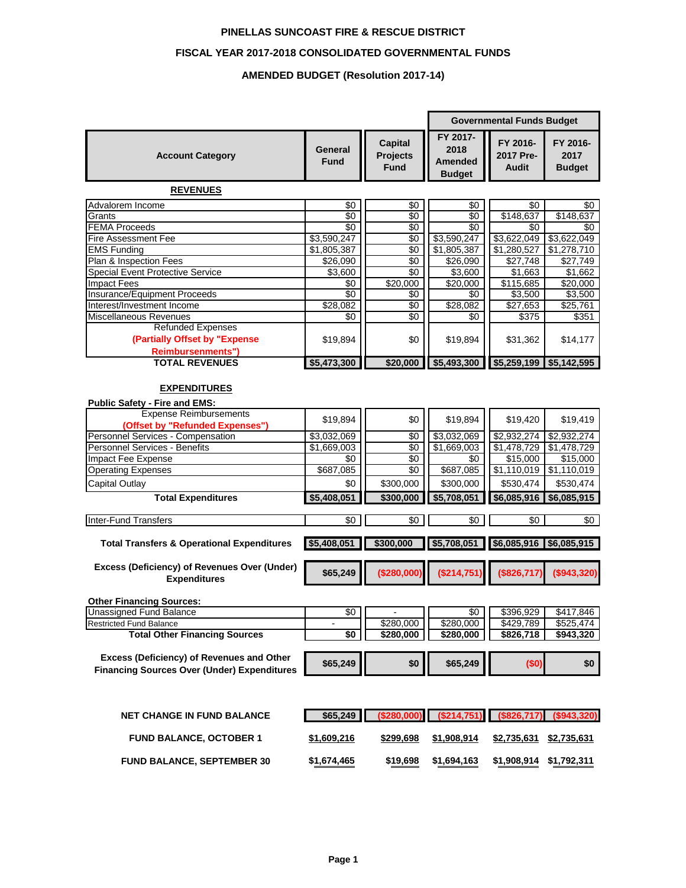# PINELLAS SUNCOAST FIRE & RESCUE DISTRICT

## FISCAL YEAR 2017-2018 CONSOLIDATED GOVERNMENTAL FUNDS

### AMENDED BUDGET (Resolution 2017-14)

| Account Category | General Fund | Capital Projects Fund | Governmental Funds Budget | | |
|---|---|---|---|---|---|
| | | | FY 2017-2018 Amended Budget | FY 2016-2017 Pre-Audit | FY 2016-2017 Budget |
| **REVENUES** | | | | | |
| Advalorem Income | $0 | $0 | $0 | $0 | $0 |
| Grants | $0 | $0 | $0 | $148,637 | $148,637 |
| FEMA Proceeds | $0 | $0 | $0 | $0 | $0 |
| Fire Assessment Fee | $3,590,247 | $0 | $3,590,247 | $3,622,049 | $3,622,049 |
| EMS Funding | $1,805,387 | $0 | $1,805,387 | $1,280,527 | $1,278,710 |
| Plan & Inspection Fees | $26,090 | $0 | $26,090 | $27,748 | $27,749 |
| Special Event Protective Service | $3,600 | $0 | $3,600 | $1,663 | $1,662 |
| Impact Fees | $0 | $20,000 | $20,000 | $115,685 | $20,000 |
| Insurance/Equipment Proceeds | $0 | $0 | $0 | $3,500 | $3,500 |
| Interest/Investment Income | $28,082 | $0 | $28,082 | $27,653 | $25,761 |
| Miscellaneous Revenues | $0 | $0 | $0 | $375 | $351 |
| Refunded Expenses **(Partially Offset by "Expense Reimbursements")** | $19,894 | $0 | $19,894 | $31,362 | $14,177 |
| **TOTAL REVENUES** | **$5,473,300** | **$20,000** | **$5,493,300** | **$5,259,199** | **$5,142,595** |
| **EXPENDITURES** | | | | | |
| **Public Safety - Fire and EMS:** | | | | | |
| Expense Reimbursements **(Offset by "Refunded Expenses")** | $19,894 | $0 | $19,894 | $19,420 | $19,419 |
| Personnel Services - Compensation | $3,032,069 | $0 | $3,032,069 | $2,932,274 | $2,932,274 |
| Personnel Services - Benefits | $1,669,003 | $0 | $1,669,003 | $1,478,729 | $1,478,729 |
| Impact Fee Expense | $0 | $0 | $0 | $15,000 | $15,000 |
| Operating Expenses | $687,085 | $0 | $687,085 | $1,110,019 | $1,110,019 |
| Capital Outlay | $0 | $300,000 | $300,000 | $530,474 | $530,474 |
| **Total Expenditures** | **$5,408,051** | **$300,000** | **$5,708,051** | **$6,085,916** | **$6,085,915** |
| Inter-Fund Transfers | $0 | $0 | $0 | $0 | $0 |
| **Total Transfers & Operational Expenditures** | **$5,408,051** | **$300,000** | **$5,708,051** | **$6,085,916** | **$6,085,915** |
| **Excess (Deficiency) of Revenues Over (Under) Expenditures** | **$65,249** | **($280,000)** | **($214,751)** | **($826,717)** | **($943,320)** |
| **Other Financing Sources:** | | | | | |
| Unassigned Fund Balance | $0 | - | $0 | $396,929 | $417,846 |
| Restricted Fund Balance | - | $280,000 | $280,000 | $429,789 | $525,474 |
| **Total Other Financing Sources** | **$0** | **$280,000** | **$280,000** | **$826,718** | **$943,320** |
| **Excess (Deficiency) of Revenues and Other Financing Sources Over (Under) Expenditures** | **$65,249** | **$0** | **$65,249** | **($0)** | **$0** |
| **NET CHANGE IN FUND BALANCE** | **$65,249** | **($280,000)** | **($214,751)** | **($826,717)** | **($943,320)** |
| **FUND BALANCE, OCTOBER 1** | **$1,609,216** | **$299,698** | **$1,908,914** | **$2,735,631** | **$2,735,631** |
| **FUND BALANCE, SEPTEMBER 30** | **$1,674,465** | **$19,698** | **$1,694,163** | **$1,908,914** | **$1,792,311** |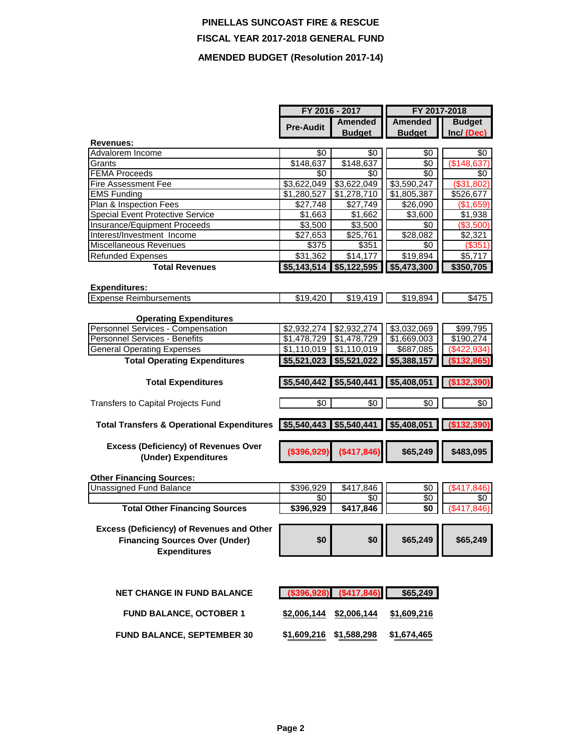# PINELLAS SUNCOAST FIRE & RESCUE

## FISCAL YEAR 2017-2018 GENERAL FUND

### AMENDED BUDGET (Resolution 2017-14)

| | FY 2016 - 2017 | | FY 2017-2018 | |
|---|---|---|---|---|
| | Pre-Audit | Amended Budget | Amended Budget | Budget Inc/ (Dec) |
| **Revenues:** | | | | |
| Advalorem Income | $0 | $0 | $0 | $0 |
| Grants | $148,637 | $148,637 | $0 | ($148,637) |
| FEMA Proceeds | $0 | $0 | $0 | $0 |
| Fire Assessment Fee | $3,622,049 | $3,622,049 | $3,590,247 | ($31,802) |
| EMS Funding | $1,280,527 | $1,278,710 | $1,805,387 | $526,677 |
| Plan & Inspection Fees | $27,748 | $27,749 | $26,090 | ($1,659) |
| Special Event Protective Service | $1,663 | $1,662 | $3,600 | $1,938 |
| Insurance/Equipment Proceeds | $3,500 | $3,500 | $0 | ($3,500) |
| Interest/Investment Income | $27,653 | $25,761 | $28,082 | $2,321 |
| Miscellaneous Revenues | $375 | $351 | $0 | ($351) |
| Refunded Expenses | $31,362 | $14,177 | $19,894 | $5,717 |
| **Total Revenues** | **$5,143,514** | **$5,122,595** | **$5,473,300** | **$350,705** |
| **Expenditures:** | | | | |
| Expense Reimbursements | $19,420 | $19,419 | $19,894 | $475 |
| **Operating Expenditures** | | | | |
| Personnel Services - Compensation | $2,932,274 | $2,932,274 | $3,032,069 | $99,795 |
| Personnel Services - Benefits | $1,478,729 | $1,478,729 | $1,669,003 | $190,274 |
| General Operating Expenses | $1,110,019 | $1,110,019 | $687,085 | ($422,934) |
| **Total Operating Expenditures** | **$5,521,023** | **$5,521,022** | **$5,388,157** | **($132,865)** |
| **Total Expenditures** | **$5,540,442** | **$5,540,441** | **$5,408,051** | **($132,390)** |
| Transfers to Capital Projects Fund | $0 | $0 | $0 | $0 |
| **Total Transfers & Operational Expenditures** | **$5,540,443** | **$5,540,441** | **$5,408,051** | **($132,390)** |
| **Excess (Deficiency) of Revenues Over (Under) Expenditures** | **($396,929)** | **($417,846)** | **$65,249** | **$483,095** |
| **Other Financing Sources:** | | | | |
| Unassigned Fund Balance | $396,929 | $417,846 | $0 | ($417,846) |
| | $0 | $0 | $0 | $0 |
| **Total Other Financing Sources** | **$396,929** | **$417,846** | **$0** | ($417,846) |
| **Excess (Deficiency) of Revenues and Other Financing Sources Over (Under) Expenditures** | **$0** | **$0** | **$65,249** | **$65,249** |
| **NET CHANGE IN FUND BALANCE** | **($396,928)** | **($417,846)** | **$65,249** | |
| **FUND BALANCE, OCTOBER 1** | **$2,006,144** | **$2,006,144** | **$1,609,216** | |
| **FUND BALANCE, SEPTEMBER 30** | **$1,609,216** | **$1,588,298** | **$1,674,465** | |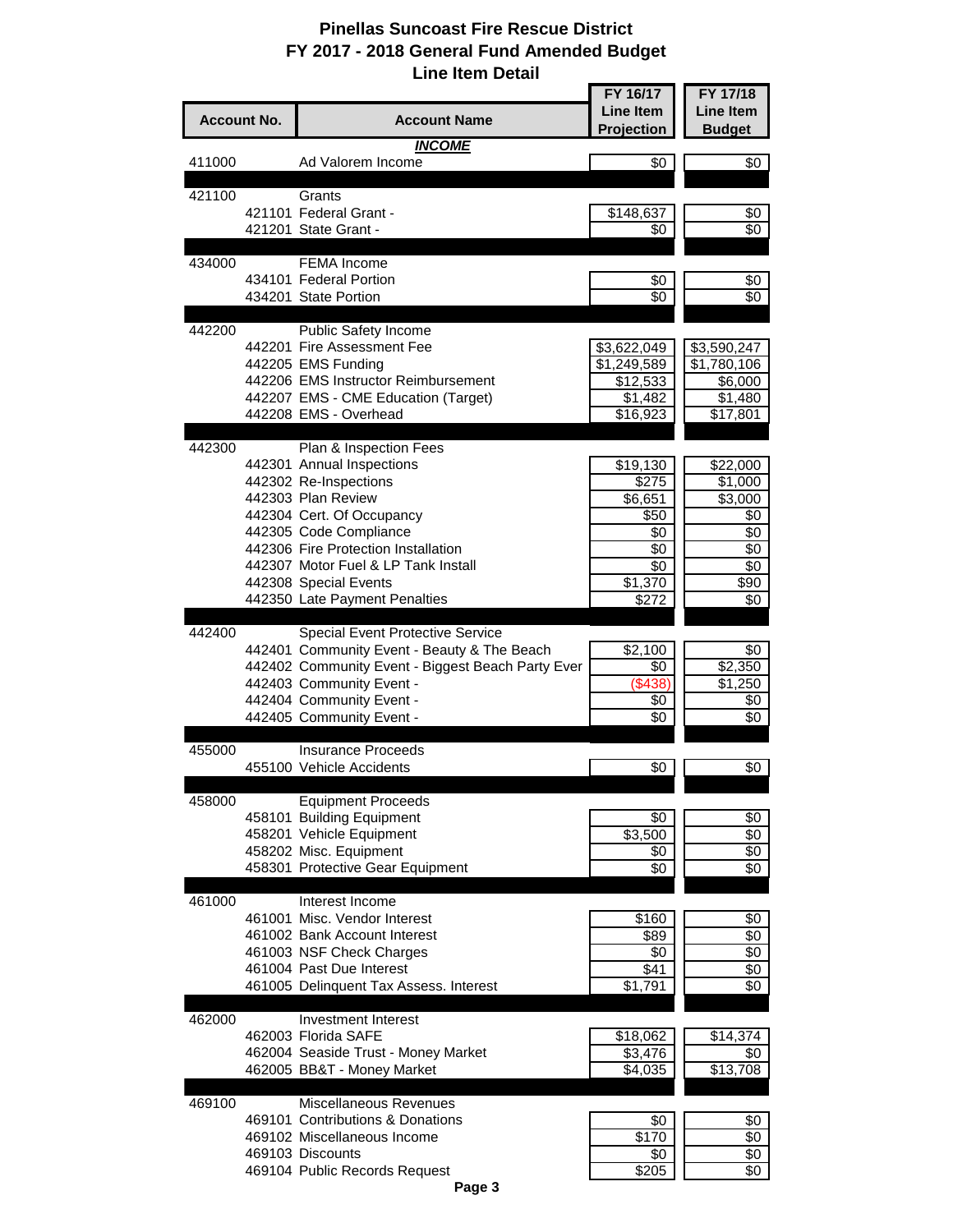# Pinellas Suncoast Fire Rescue District
## FY 2017 - 2018 General Fund Amended Budget
### Line Item Detail

| Account No. | | Account Name | FY 16/17 Line Item Projection | FY 17/18 Line Item Budget |
|---|---|---|---|---|
| | | ***INCOME*** | | |
| 411000 | | Ad Valorem Income | $0 | $0 |
| 421100 | | Grants | | |
| | 421101 | Federal Grant - | $148,637 | $0 |
| | 421201 | State Grant - | $0 | $0 |
| 434000 | | FEMA Income | | |
| | 434101 | Federal Portion | $0 | $0 |
| | 434201 | State Portion | $0 | $0 |
| 442200 | | Public Safety Income | | |
| | 442201 | Fire Assessment Fee | $3,622,049 | $3,590,247 |
| | 442205 | EMS Funding | $1,249,589 | $1,780,106 |
| | 442206 | EMS Instructor Reimbursement | $12,533 | $6,000 |
| | 442207 | EMS - CME Education (Target) | $1,482 | $1,480 |
| | 442208 | EMS - Overhead | $16,923 | $17,801 |
| 442300 | | Plan & Inspection Fees | | |
| | 442301 | Annual Inspections | $19,130 | $22,000 |
| | 442302 | Re-Inspections | $275 | $1,000 |
| | 442303 | Plan Review | $6,651 | $3,000 |
| | 442304 | Cert. Of Occupancy | $50 | $0 |
| | 442305 | Code Compliance | $0 | $0 |
| | 442306 | Fire Protection Installation | $0 | $0 |
| | 442307 | Motor Fuel & LP Tank Install | $0 | $0 |
| | 442308 | Special Events | $1,370 | $90 |
| | 442350 | Late Payment Penalties | $272 | $0 |
| 442400 | | Special Event Protective Service | | |
| | 442401 | Community Event - Beauty & The Beach | $2,100 | $0 |
| | 442402 | Community Event - Biggest Beach Party Ever | $0 | $2,350 |
| | 442403 | Community Event - | ($438) | $1,250 |
| | 442404 | Community Event - | $0 | $0 |
| | 442405 | Community Event - | $0 | $0 |
| 455000 | | Insurance Proceeds | | |
| | 455100 | Vehicle Accidents | $0 | $0 |
| 458000 | | Equipment Proceeds | | |
| | 458101 | Building Equipment | $0 | $0 |
| | 458201 | Vehicle Equipment | $3,500 | $0 |
| | 458202 | Misc. Equipment | $0 | $0 |
| | 458301 | Protective Gear Equipment | $0 | $0 |
| 461000 | | Interest Income | | |
| | 461001 | Misc. Vendor Interest | $160 | $0 |
| | 461002 | Bank Account Interest | $89 | $0 |
| | 461003 | NSF Check Charges | $0 | $0 |
| | 461004 | Past Due Interest | $41 | $0 |
| | 461005 | Delinquent Tax Assess. Interest | $1,791 | $0 |
| 462000 | | Investment Interest | | |
| | 462003 | Florida SAFE | $18,062 | $14,374 |
| | 462004 | Seaside Trust - Money Market | $3,476 | $0 |
| | 462005 | BB&T - Money Market | $4,035 | $13,708 |
| 469100 | | Miscellaneous Revenues | | |
| | 469101 | Contributions & Donations | $0 | $0 |
| | 469102 | Miscellaneous Income | $170 | $0 |
| | 469103 | Discounts | $0 | $0 |
| | 469104 | Public Records Request | $205 | $0 |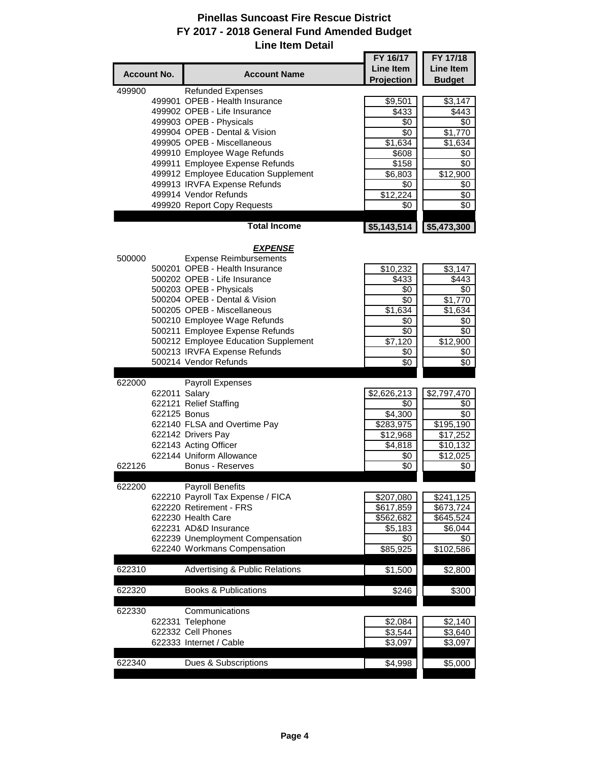# Pinellas Suncoast Fire Rescue District
## FY 2017 - 2018 General Fund Amended Budget
### Line Item Detail

| Account No. | | Account Name | FY 16/17 Line Item Projection | FY 17/18 Line Item Budget |
|---|---|---|---|---|
| 499900 | | Refunded Expenses | | |
| | 499901 | OPEB - Health Insurance | $9,501 | $3,147 |
| | 499902 | OPEB - Life Insurance | $433 | $443 |
| | 499903 | OPEB - Physicals | $0 | $0 |
| | 499904 | OPEB - Dental & Vision | $0 | $1,770 |
| | 499905 | OPEB - Miscellaneous | $1,634 | $1,634 |
| | 499910 | Employee Wage Refunds | $608 | $0 |
| | 499911 | Employee Expense Refunds | $158 | $0 |
| | 499912 | Employee Education Supplement | $6,803 | $12,900 |
| | 499913 | IRVFA Expense Refunds | $0 | $0 |
| | 499914 | Vendor Refunds | $12,224 | $0 |
| | 499920 | Report Copy Requests | $0 | $0 |
| | | **Total Income** | **$5,143,514** | **$5,473,300** |
| | | ***EXPENSE*** | | |
| 500000 | | Expense Reimbursements | | |
| | 500201 | OPEB - Health Insurance | $10,232 | $3,147 |
| | 500202 | OPEB - Life Insurance | $433 | $443 |
| | 500203 | OPEB - Physicals | $0 | $0 |
| | 500204 | OPEB - Dental & Vision | $0 | $1,770 |
| | 500205 | OPEB - Miscellaneous | $1,634 | $1,634 |
| | 500210 | Employee Wage Refunds | $0 | $0 |
| | 500211 | Employee Expense Refunds | $0 | $0 |
| | 500212 | Employee Education Supplement | $7,120 | $12,900 |
| | 500213 | IRVFA Expense Refunds | $0 | $0 |
| | 500214 | Vendor Refunds | $0 | $0 |
| 622000 | | Payroll Expenses | | |
| | 622011 | Salary | $2,626,213 | $2,797,470 |
| | 622121 | Relief Staffing | $0 | $0 |
| | 622125 | Bonus | $4,300 | $0 |
| | 622140 | FLSA and Overtime Pay | $283,975 | $195,190 |
| | 622142 | Drivers Pay | $12,968 | $17,252 |
| | 622143 | Acting Officer | $4,818 | $10,132 |
| | 622144 | Uniform Allowance | $0 | $12,025 |
| 622126 | | Bonus - Reserves | $0 | $0 |
| 622200 | | Payroll Benefits | | |
| | 622210 | Payroll Tax Expense / FICA | $207,080 | $241,125 |
| | 622220 | Retirement - FRS | $617,859 | $673,724 |
| | 622230 | Health Care | $562,682 | $645,524 |
| | 622231 | AD&D Insurance | $5,183 | $6,044 |
| | 622239 | Unemployment Compensation | $0 | $0 |
| | 622240 | Workmans Compensation | $85,925 | $102,586 |
| 622310 | | Advertising & Public Relations | $1,500 | $2,800 |
| 622320 | | Books & Publications | $246 | $300 |
| 622330 | | Communications | | |
| | 622331 | Telephone | $2,084 | $2,140 |
| | 622332 | Cell Phones | $3,544 | $3,640 |
| | 622333 | Internet / Cable | $3,097 | $3,097 |
| 622340 | | Dues & Subscriptions | $4,998 | $5,000 |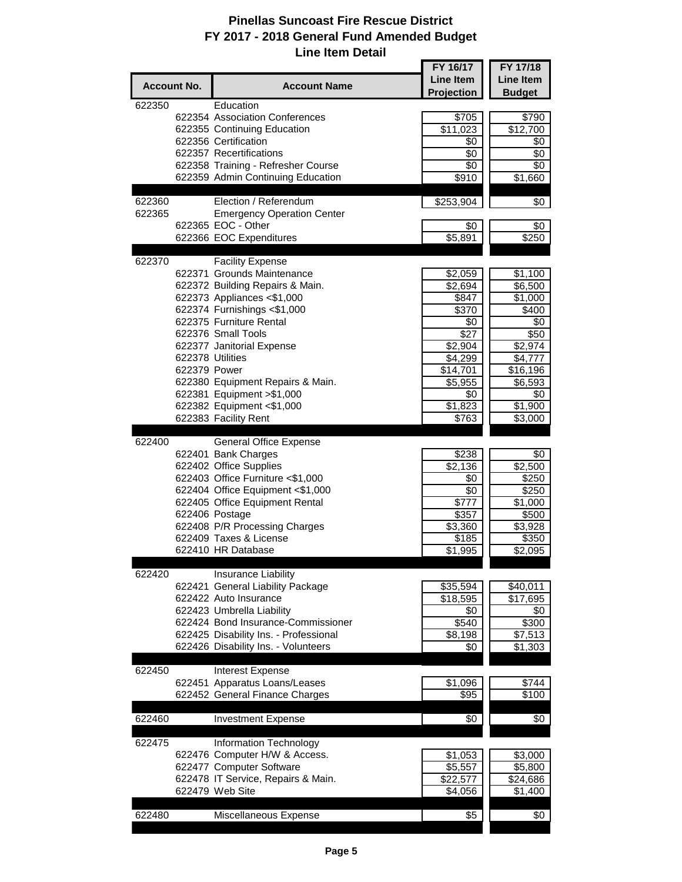# Pinellas Suncoast Fire Rescue District
## FY 2017 - 2018 General Fund Amended Budget
### Line Item Detail

| Account No. | | Account Name | FY 16/17 Line Item Projection | FY 17/18 Line Item Budget |
|---|---|---|---|---|
| 622350 | | Education | | |
| | 622354 | Association Conferences | $705 | $790 |
| | 622355 | Continuing Education | $11,023 | $12,700 |
| | 622356 | Certification | $0 | $0 |
| | 622357 | Recertifications | $0 | $0 |
| | 622358 | Training - Refresher Course | $0 | $0 |
| | 622359 | Admin Continuing Education | $910 | $1,660 |
| 622360 | | Election / Referendum | $253,904 | $0 |
| 622365 | | Emergency Operation Center | | |
| | 622365 | EOC - Other | $0 | $0 |
| | 622366 | EOC Expenditures | $5,891 | $250 |
| 622370 | | Facility Expense | | |
| | 622371 | Grounds Maintenance | $2,059 | $1,100 |
| | 622372 | Building Repairs & Main. | $2,694 | $6,500 |
| | 622373 | Appliances <$1,000 | $847 | $1,000 |
| | 622374 | Furnishings <$1,000 | $370 | $400 |
| | 622375 | Furniture Rental | $0 | $0 |
| | 622376 | Small Tools | $27 | $50 |
| | 622377 | Janitorial Expense | $2,904 | $2,974 |
| | 622378 | Utilities | $4,299 | $4,777 |
| | 622379 | Power | $14,701 | $16,196 |
| | 622380 | Equipment Repairs & Main. | $5,955 | $6,593 |
| | 622381 | Equipment >$1,000 | $0 | $0 |
| | 622382 | Equipment <$1,000 | $1,823 | $1,900 |
| | 622383 | Facility Rent | $763 | $3,000 |
| 622400 | | General Office Expense | | |
| | 622401 | Bank Charges | $238 | $0 |
| | 622402 | Office Supplies | $2,136 | $2,500 |
| | 622403 | Office Furniture <$1,000 | $0 | $250 |
| | 622404 | Office Equipment <$1,000 | $0 | $250 |
| | 622405 | Office Equipment Rental | $777 | $1,000 |
| | 622406 | Postage | $357 | $500 |
| | 622408 | P/R Processing Charges | $3,360 | $3,928 |
| | 622409 | Taxes & License | $185 | $350 |
| | 622410 | HR Database | $1,995 | $2,095 |
| 622420 | | Insurance Liability | | |
| | 622421 | General Liability Package | $35,594 | $40,011 |
| | 622422 | Auto Insurance | $18,595 | $17,695 |
| | 622423 | Umbrella Liability | $0 | $0 |
| | 622424 | Bond Insurance-Commissioner | $540 | $300 |
| | 622425 | Disability Ins. - Professional | $8,198 | $7,513 |
| | 622426 | Disability Ins. - Volunteers | $0 | $1,303 |
| 622450 | | Interest Expense | | |
| | 622451 | Apparatus Loans/Leases | $1,096 | $744 |
| | 622452 | General Finance Charges | $95 | $100 |
| 622460 | | Investment Expense | $0 | $0 |
| 622475 | | Information Technology | | |
| | 622476 | Computer H/W & Access. | $1,053 | $3,000 |
| | 622477 | Computer Software | $5,557 | $5,800 |
| | 622478 | IT Service, Repairs & Main. | $22,577 | $24,686 |
| | 622479 | Web Site | $4,056 | $1,400 |
| 622480 | | Miscellaneous Expense | $5 | $0 |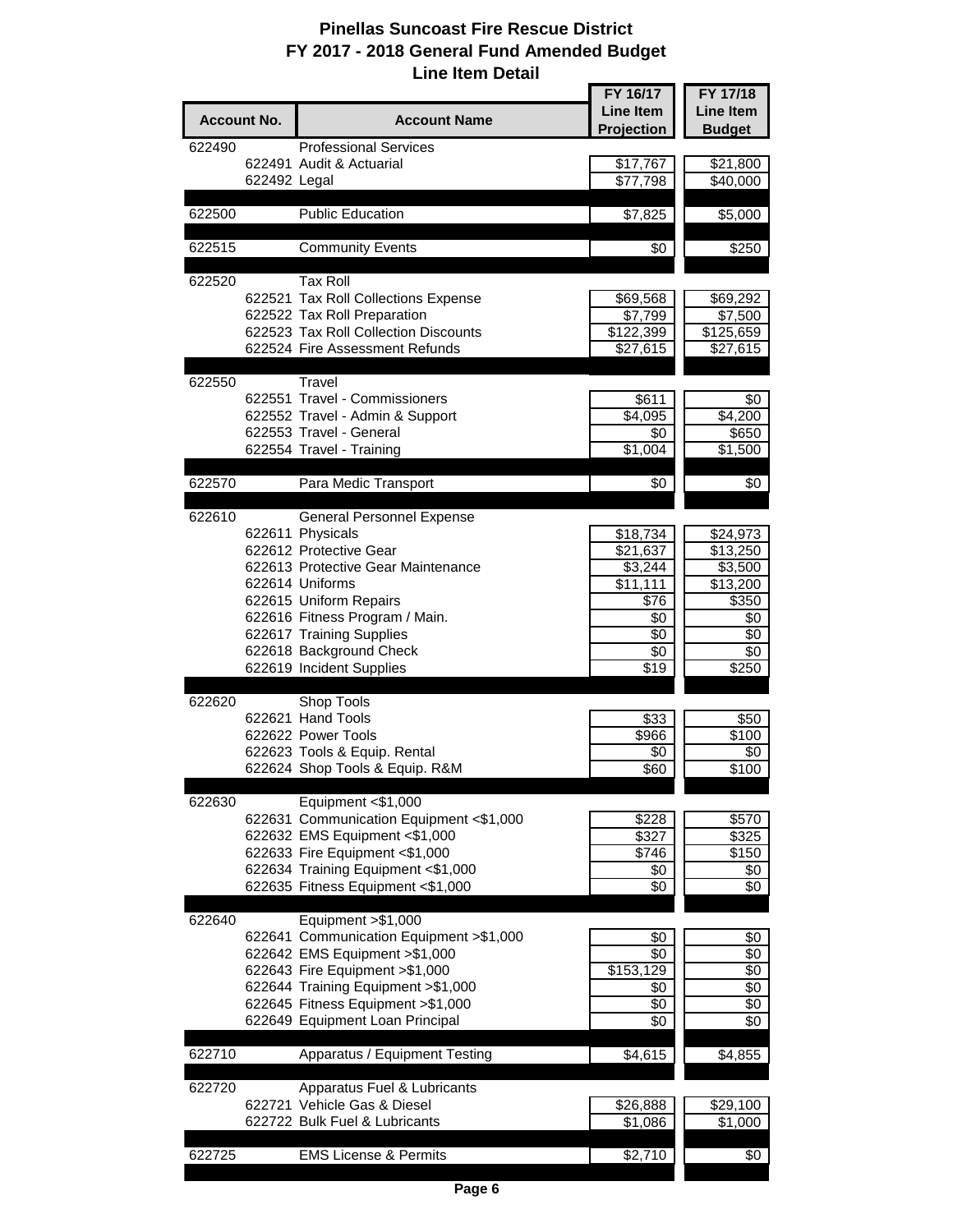# Pinellas Suncoast Fire Rescue District
## FY 2017 - 2018 General Fund Amended Budget
### Line Item Detail

| Account No. | | Account Name | FY 16/17 Line Item Projection | FY 17/18 Line Item Budget |
|---|---|---|---|---|
| 622490 | | Professional Services | | |
| | 622491 | Audit & Actuarial | $17,767 | $21,800 |
| | 622492 | Legal | $77,798 | $40,000 |
| 622500 | | Public Education | $7,825 | $5,000 |
| 622515 | | Community Events | $0 | $250 |
| 622520 | | Tax Roll | | |
| | 622521 | Tax Roll Collections Expense | $69,568 | $69,292 |
| | 622522 | Tax Roll Preparation | $7,799 | $7,500 |
| | 622523 | Tax Roll Collection Discounts | $122,399 | $125,659 |
| | 622524 | Fire Assessment Refunds | $27,615 | $27,615 |
| 622550 | | Travel | | |
| | 622551 | Travel - Commissioners | $611 | $0 |
| | 622552 | Travel - Admin & Support | $4,095 | $4,200 |
| | 622553 | Travel - General | $0 | $650 |
| | 622554 | Travel - Training | $1,004 | $1,500 |
| 622570 | | Para Medic Transport | $0 | $0 |
| 622610 | | General Personnel Expense | | |
| | 622611 | Physicals | $18,734 | $24,973 |
| | 622612 | Protective Gear | $21,637 | $13,250 |
| | 622613 | Protective Gear Maintenance | $3,244 | $3,500 |
| | 622614 | Uniforms | $11,111 | $13,200 |
| | 622615 | Uniform Repairs | $76 | $350 |
| | 622616 | Fitness Program / Main. | $0 | $0 |
| | 622617 | Training Supplies | $0 | $0 |
| | 622618 | Background Check | $0 | $0 |
| | 622619 | Incident Supplies | $19 | $250 |
| 622620 | | Shop Tools | | |
| | 622621 | Hand Tools | $33 | $50 |
| | 622622 | Power Tools | $966 | $100 |
| | 622623 | Tools & Equip. Rental | $0 | $0 |
| | 622624 | Shop Tools & Equip. R&M | $60 | $100 |
| 622630 | | Equipment <$1,000 | | |
| | 622631 | Communication Equipment <$1,000 | $228 | $570 |
| | 622632 | EMS Equipment <$1,000 | $327 | $325 |
| | 622633 | Fire Equipment <$1,000 | $746 | $150 |
| | 622634 | Training Equipment <$1,000 | $0 | $0 |
| | 622635 | Fitness Equipment <$1,000 | $0 | $0 |
| 622640 | | Equipment >$1,000 | | |
| | 622641 | Communication Equipment >$1,000 | $0 | $0 |
| | 622642 | EMS Equipment >$1,000 | $0 | $0 |
| | 622643 | Fire Equipment >$1,000 | $153,129 | $0 |
| | 622644 | Training Equipment >$1,000 | $0 | $0 |
| | 622645 | Fitness Equipment >$1,000 | $0 | $0 |
| | 622649 | Equipment Loan Principal | $0 | $0 |
| 622710 | | Apparatus / Equipment Testing | $4,615 | $4,855 |
| 622720 | | Apparatus Fuel & Lubricants | | |
| | 622721 | Vehicle Gas & Diesel | $26,888 | $29,100 |
| | 622722 | Bulk Fuel & Lubricants | $1,086 | $1,000 |
| 622725 | | EMS License & Permits | $2,710 | $0 |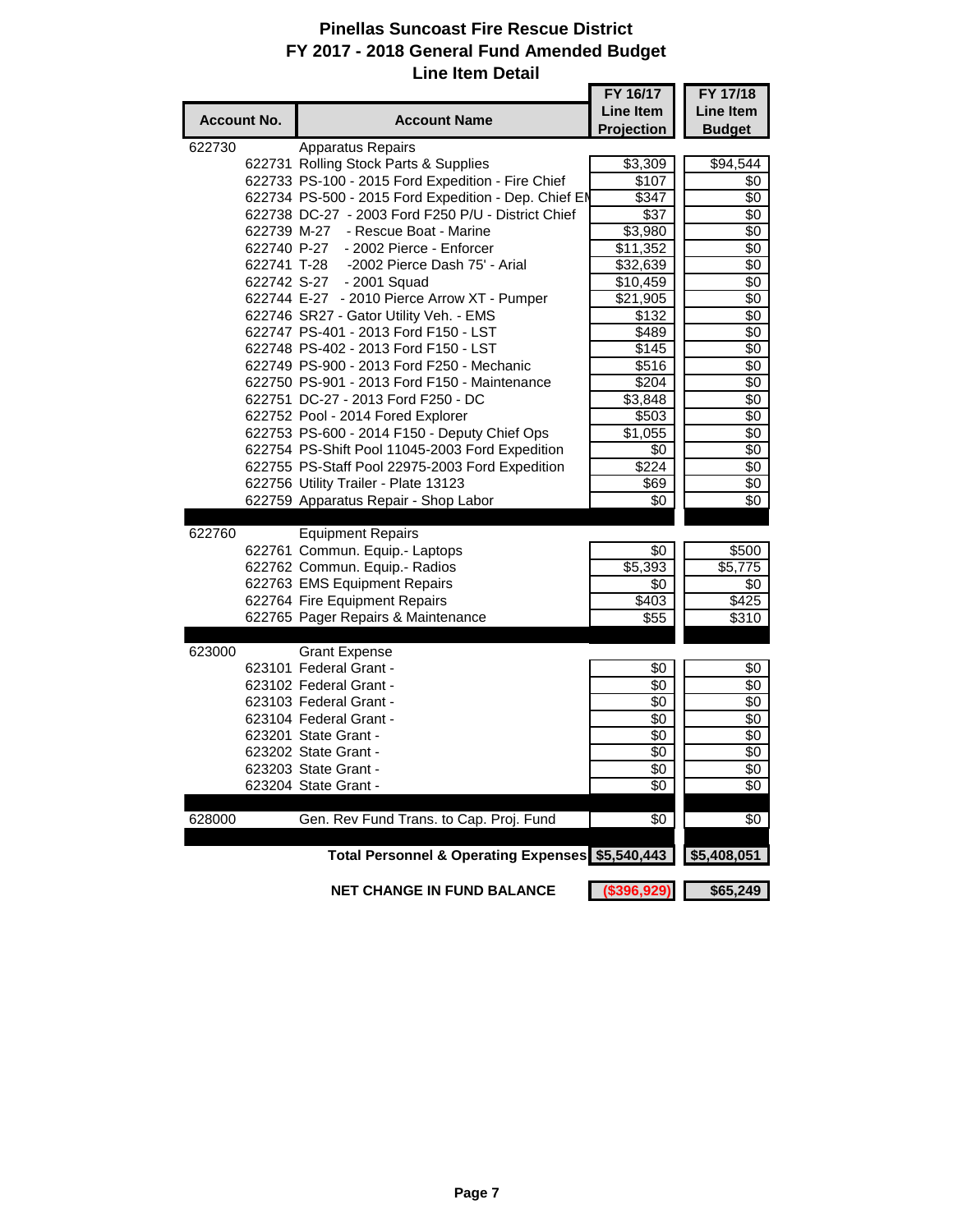# Pinellas Suncoast Fire Rescue District
## FY 2017 - 2018 General Fund Amended Budget
### Line Item Detail

| Account No. | | Account Name | FY 16/17 Line Item Projection | FY 17/18 Line Item Budget |
|---|---|---|---|---|
| 622730 | | Apparatus Repairs | | |
| | 622731 | Rolling Stock Parts & Supplies | $3,309 | $94,544 |
| | 622733 | PS-100 - 2015 Ford Expedition - Fire Chief | $107 | $0 |
| | 622734 | PS-500 - 2015 Ford Expedition - Dep. Chief EM | $347 | $0 |
| | 622738 | DC-27 - 2003 Ford F250 P/U - District Chief | $37 | $0 |
| | 622739 | M-27 - Rescue Boat - Marine | $3,980 | $0 |
| | 622740 | P-27 - 2002 Pierce - Enforcer | $11,352 | $0 |
| | 622741 | T-28 -2002 Pierce Dash 75' - Arial | $32,639 | $0 |
| | 622742 | S-27 - 2001 Squad | $10,459 | $0 |
| | 622744 | E-27 - 2010 Pierce Arrow XT - Pumper | $21,905 | $0 |
| | 622746 | SR27 - Gator Utility Veh. - EMS | $132 | $0 |
| | 622747 | PS-401 - 2013 Ford F150 - LST | $489 | $0 |
| | 622748 | PS-402 - 2013 Ford F150 - LST | $145 | $0 |
| | 622749 | PS-900 - 2013 Ford F250 - Mechanic | $516 | $0 |
| | 622750 | PS-901 - 2013 Ford F150 - Maintenance | $204 | $0 |
| | 622751 | DC-27 - 2013 Ford F250 - DC | $3,848 | $0 |
| | 622752 | Pool - 2014 Fored Explorer | $503 | $0 |
| | 622753 | PS-600 - 2014 F150 - Deputy Chief Ops | $1,055 | $0 |
| | 622754 | PS-Shift Pool 11045-2003 Ford Expedition | $0 | $0 |
| | 622755 | PS-Staff Pool 22975-2003 Ford Expedition | $224 | $0 |
| | 622756 | Utility Trailer - Plate 13123 | $69 | $0 |
| | 622759 | Apparatus Repair - Shop Labor | $0 | $0 |
| 622760 | | Equipment Repairs | | |
| | 622761 | Commun. Equip.- Laptops | $0 | $500 |
| | 622762 | Commun. Equip.- Radios | $5,393 | $5,775 |
| | 622763 | EMS Equipment Repairs | $0 | $0 |
| | 622764 | Fire Equipment Repairs | $403 | $425 |
| | 622765 | Pager Repairs & Maintenance | $55 | $310 |
| 623000 | | Grant Expense | | |
| | 623101 | Federal Grant - | $0 | $0 |
| | 623102 | Federal Grant - | $0 | $0 |
| | 623103 | Federal Grant - | $0 | $0 |
| | 623104 | Federal Grant - | $0 | $0 |
| | 623201 | State Grant - | $0 | $0 |
| | 623202 | State Grant - | $0 | $0 |
| | 623203 | State Grant - | $0 | $0 |
| | 623204 | State Grant - | $0 | $0 |
| 628000 | | Gen. Rev Fund Trans. to Cap. Proj. Fund | $0 | $0 |
| | | **Total Personnel & Operating Expenses** | **$5,540,443** | **$5,408,051** |
| | | **NET CHANGE IN FUND BALANCE** | **($396,929)** | **$65,249** |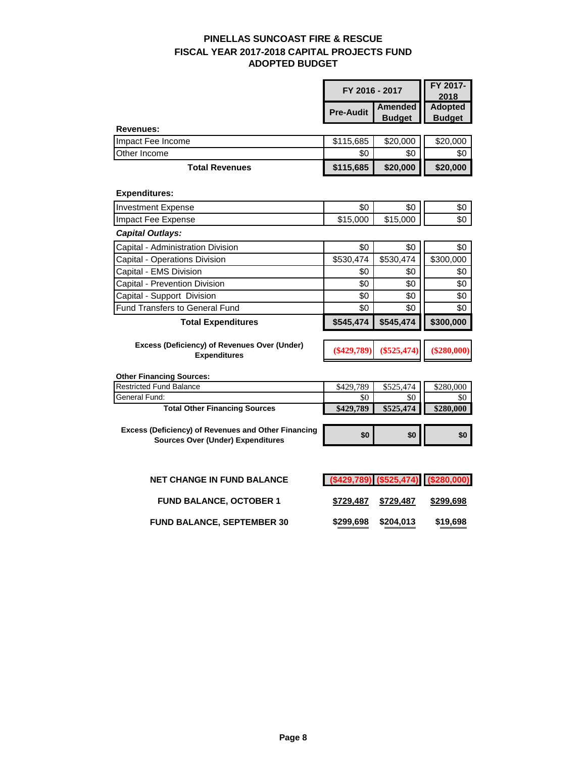# PINELLAS SUNCOAST FIRE & RESCUE
## FISCAL YEAR 2017-2018 CAPITAL PROJECTS FUND
## ADOPTED BUDGET

| | FY 2016 - 2017 | | FY 2017-2018 |
|---|---|---|---|
| | Pre-Audit | Amended Budget | Adopted Budget |
| **Revenues:** | | | |
| Impact Fee Income | $115,685 | $20,000 | $20,000 |
| Other Income | $0 | $0 | $0 |
| **Total Revenues** | **$115,685** | **$20,000** | **$20,000** |
| **Expenditures:** | | | |
| Investment Expense | $0 | $0 | $0 |
| Impact Fee Expense | $15,000 | $15,000 | $0 |
| ***Capital Outlays:*** | | | |
| Capital - Administration Division | $0 | $0 | $0 |
| Capital - Operations Division | $530,474 | $530,474 | $300,000 |
| Capital - EMS Division | $0 | $0 | $0 |
| Capital - Prevention Division | $0 | $0 | $0 |
| Capital - Support Division | $0 | $0 | $0 |
| Fund Transfers to General Fund | $0 | $0 | $0 |
| **Total Expenditures** | **$545,474** | **$545,474** | **$300,000** |
| **Excess (Deficiency) of Revenues Over (Under) Expenditures** | **($429,789)** | **($525,474)** | **($280,000)** |
| **Other Financing Sources:** | | | |
| Restricted Fund Balance | $429,789 | $525,474 | $280,000 |
| General Fund: | $0 | $0 | $0 |
| **Total Other Financing Sources** | **$429,789** | **$525,474** | **$280,000** |
| **Excess (Deficiency) of Revenues and Other Financing Sources Over (Under) Expenditures** | **$0** | **$0** | **$0** |
| **NET CHANGE IN FUND BALANCE** | **($429,789)** | **($525,474)** | **($280,000)** |
| **FUND BALANCE, OCTOBER 1** | **$729,487** | **$729,487** | **$299,698** |
| **FUND BALANCE, SEPTEMBER 30** | **$299,698** | **$204,013** | **$19,698** |